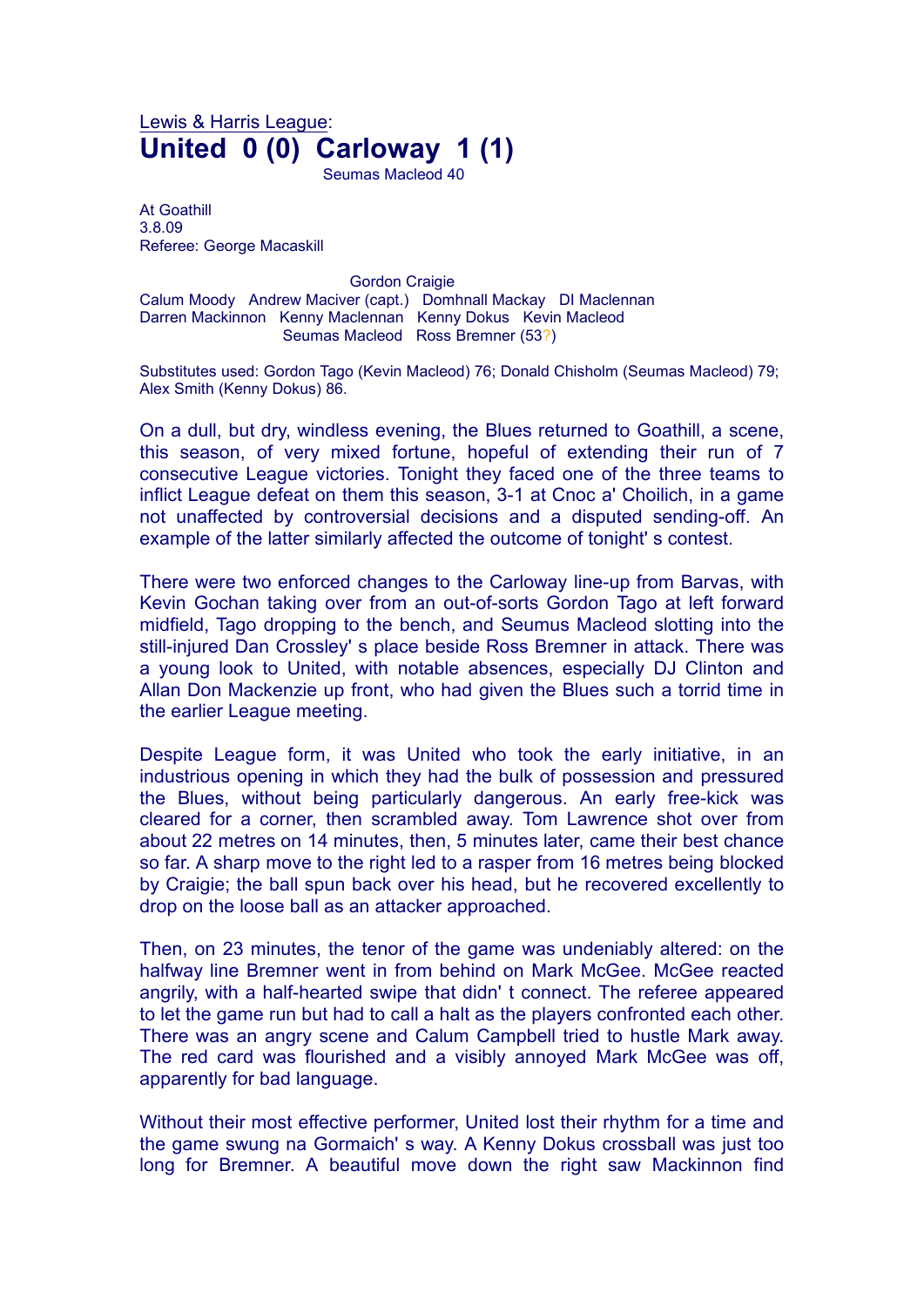Lewis & Harris League:

# United 0 (0) Carloway 1 (1)

Seumas Macleod 40

At Goathill
3.8.09
Referee: George Macaskill

Gordon Craigie
Calum Moody   Andrew Maciver (capt.)   Domhnall Mackay   DI Maclennan
Darren Mackinnon   Kenny Maclennan   Kenny Dokus   Kevin Macleod
Seumas Macleod   Ross Bremner (53?)

Substitutes used: Gordon Tago (Kevin Macleod) 76; Donald Chisholm (Seumas Macleod) 79; Alex Smith (Kenny Dokus) 86.

On a dull, but dry, windless evening, the Blues returned to Goathill, a scene, this season, of very mixed fortune, hopeful of extending their run of 7 consecutive League victories. Tonight they faced one of the three teams to inflict League defeat on them this season, 3-1 at Cnoc a' Choilich, in a game not unaffected by controversial decisions and a disputed sending-off. An example of the latter similarly affected the outcome of tonight' s contest.

There were two enforced changes to the Carloway line-up from Barvas, with Kevin Gochan taking over from an out-of-sorts Gordon Tago at left forward midfield, Tago dropping to the bench, and Seumus Macleod slotting into the still-injured Dan Crossley' s place beside Ross Bremner in attack. There was a young look to United, with notable absences, especially DJ Clinton and Allan Don Mackenzie up front, who had given the Blues such a torrid time in the earlier League meeting.

Despite League form, it was United who took the early initiative, in an industrious opening in which they had the bulk of possession and pressured the Blues, without being particularly dangerous. An early free-kick was cleared for a corner, then scrambled away. Tom Lawrence shot over from about 22 metres on 14 minutes, then, 5 minutes later, came their best chance so far. A sharp move to the right led to a rasper from 16 metres being blocked by Craigie; the ball spun back over his head, but he recovered excellently to drop on the loose ball as an attacker approached.

Then, on 23 minutes, the tenor of the game was undeniably altered: on the halfway line Bremner went in from behind on Mark McGee. McGee reacted angrily, with a half-hearted swipe that didn' t connect. The referee appeared to let the game run but had to call a halt as the players confronted each other. There was an angry scene and Calum Campbell tried to hustle Mark away. The red card was flourished and a visibly annoyed Mark McGee was off, apparently for bad language.

Without their most effective performer, United lost their rhythm for a time and the game swung na Gormaich' s way. A Kenny Dokus crossball was just too long for Bremner. A beautiful move down the right saw Mackinnon find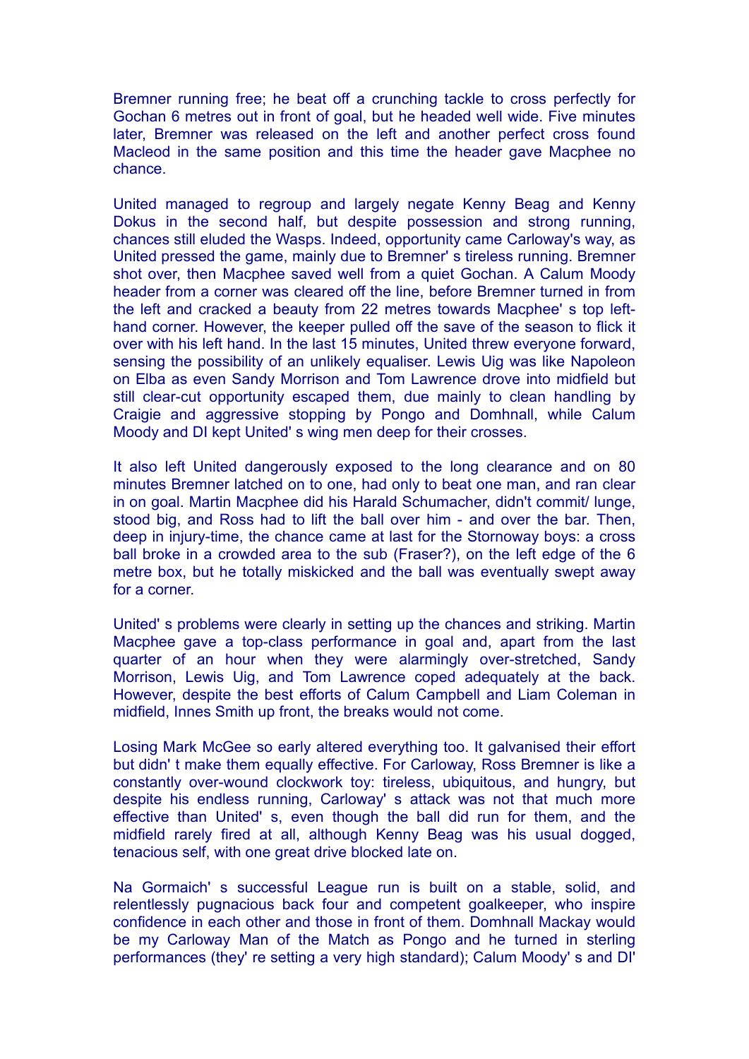Bremner running free; he beat off a crunching tackle to cross perfectly for Gochan 6 metres out in front of goal, but he headed well wide. Five minutes later, Bremner was released on the left and another perfect cross found Macleod in the same position and this time the header gave Macphee no chance.

United managed to regroup and largely negate Kenny Beag and Kenny Dokus in the second half, but despite possession and strong running, chances still eluded the Wasps. Indeed, opportunity came Carloway's way, as United pressed the game, mainly due to Bremner' s tireless running. Bremner shot over, then Macphee saved well from a quiet Gochan. A Calum Moody header from a corner was cleared off the line, before Bremner turned in from the left and cracked a beauty from 22 metres towards Macphee' s top left-hand corner. However, the keeper pulled off the save of the season to flick it over with his left hand. In the last 15 minutes, United threw everyone forward, sensing the possibility of an unlikely equaliser. Lewis Uig was like Napoleon on Elba as even Sandy Morrison and Tom Lawrence drove into midfield but still clear-cut opportunity escaped them, due mainly to clean handling by Craigie and aggressive stopping by Pongo and Domhnall, while Calum Moody and DI kept United' s wing men deep for their crosses.

It also left United dangerously exposed to the long clearance and on 80 minutes Bremner latched on to one, had only to beat one man, and ran clear in on goal. Martin Macphee did his Harald Schumacher, didn't commit/ lunge, stood big, and Ross had to lift the ball over him - and over the bar. Then, deep in injury-time, the chance came at last for the Stornoway boys: a cross ball broke in a crowded area to the sub (Fraser?), on the left edge of the 6 metre box, but he totally miskicked and the ball was eventually swept away for a corner.

United' s problems were clearly in setting up the chances and striking. Martin Macphee gave a top-class performance in goal and, apart from the last quarter of an hour when they were alarmingly over-stretched, Sandy Morrison, Lewis Uig, and Tom Lawrence coped adequately at the back. However, despite the best efforts of Calum Campbell and Liam Coleman in midfield, Innes Smith up front, the breaks would not come.

Losing Mark McGee so early altered everything too. It galvanised their effort but didn' t make them equally effective. For Carloway, Ross Bremner is like a constantly over-wound clockwork toy: tireless, ubiquitous, and hungry, but despite his endless running, Carloway' s attack was not that much more effective than United' s, even though the ball did run for them, and the midfield rarely fired at all, although Kenny Beag was his usual dogged, tenacious self, with one great drive blocked late on.

Na Gormaich' s successful League run is built on a stable, solid, and relentlessly pugnacious back four and competent goalkeeper, who inspire confidence in each other and those in front of them. Domhnall Mackay would be my Carloway Man of the Match as Pongo and he turned in sterling performances (they' re setting a very high standard); Calum Moody' s and DI'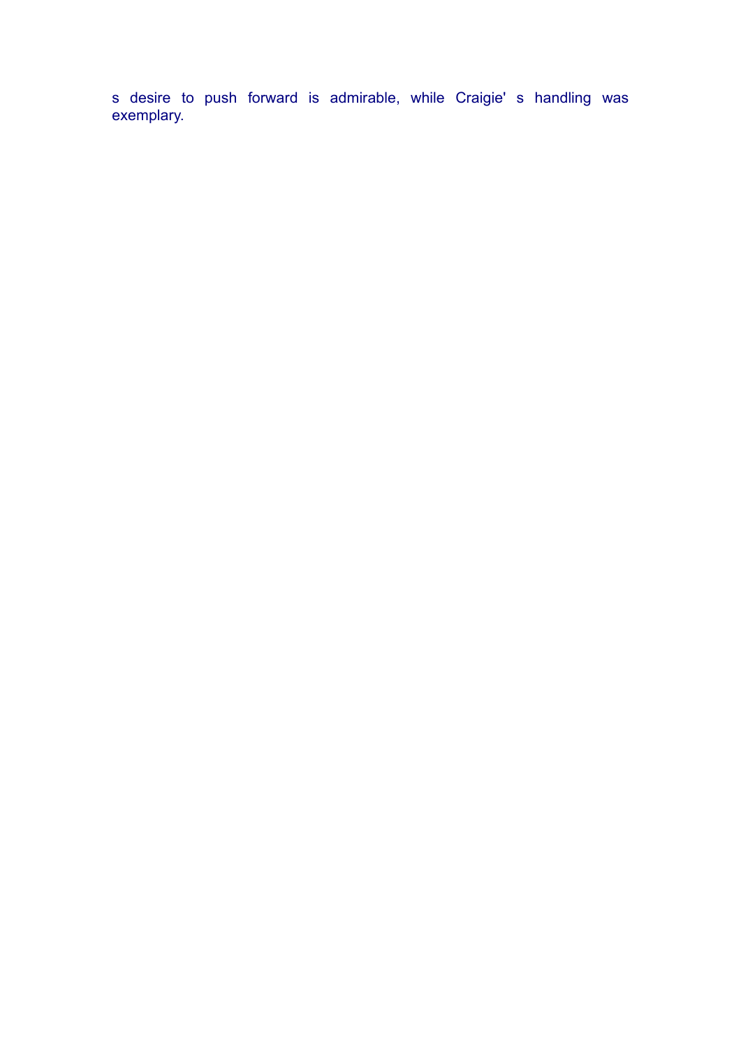s desire to push forward is admirable, while Craigie' s handling was exemplary.